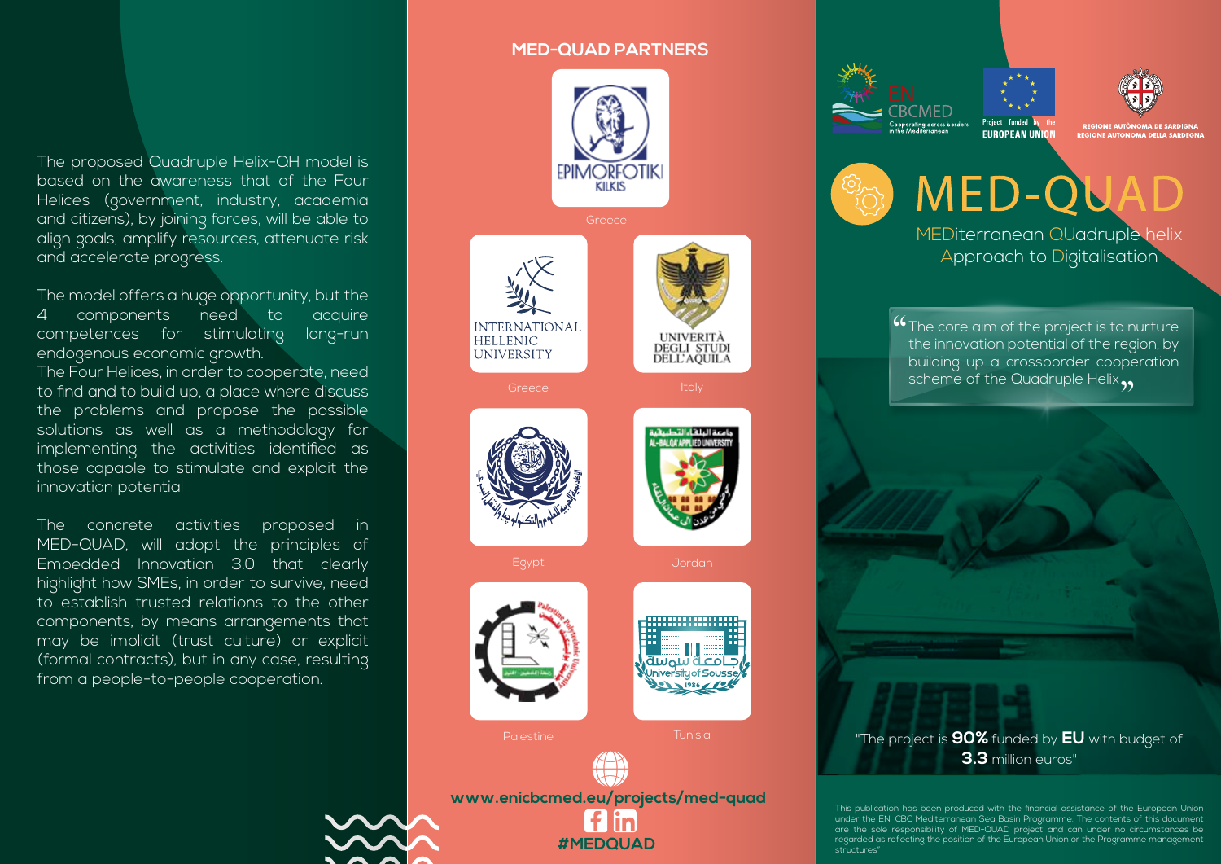The proposed Quadruple Helix-QH model is based on the awareness that of the Four Helices (government, industry, academia and citizens), by joining forces, will be able to align goals, amplify resources, attenuate risk and accelerate progress.

The model offers a huge opportunity, but the 4 components need to acquire competences for stimulating long-run endogenous economic growth.
The Four Helices, in order to cooperate, need to find and to build up, a place where discuss the problems and propose the possible solutions as well as a methodology for implementing the activities identified as those capable to stimulate and exploit the innovation potential

The concrete activities proposed in MED-QUAD, will adopt the principles of Embedded Innovation 3.0 that clearly highlight how SMEs, in order to survive, need to establish trusted relations to the other components, by means arrangements that may be implicit (trust culture) or explicit (formal contracts), but in any case, resulting from a people-to-people cooperation.

## MED-QUAD PARTNERS

EPIMORFOTIKI KILKIS
Greece

INTERNATIONAL HELLENIC UNIVERSITY
Greece

UNIVERITÀ DEGLI STUDI DELL'AQUILA
Italy

Egypt

AL-BALQA' APPLIED UNIVERSITY
Jordan

Palestine Polytechnic University
Palestine

University of Sousse 1986
Tunisia

www.enicbcmed.eu/projects/med-quad

#MEDQUAD

ENI CBCMED Cooperating across borders in the Mediterranean

Project funded by the EUROPEAN UNION

REGIONE AUTÒNOMA DE SARDIGNA
REGIONE AUTONOMA DELLA SARDEGNA

# MED-QUAD

MEDiterranean QUadruple helix Approach to Digitalisation

> "The core aim of the project is to nurture the innovation potential of the region, by building up a crossborder cooperation scheme of the Quadruple Helix"

"The project is **90%** funded by **EU** with budget of **3.3** million euros"

This publication has been produced with the financial assistance of the European Union under the ENI CBC Mediterranean Sea Basin Programme. The contents of this document are the sole responsibility of MED-QUAD project and can under no circumstances be regarded as reflecting the position of the European Union or the Programme management structures"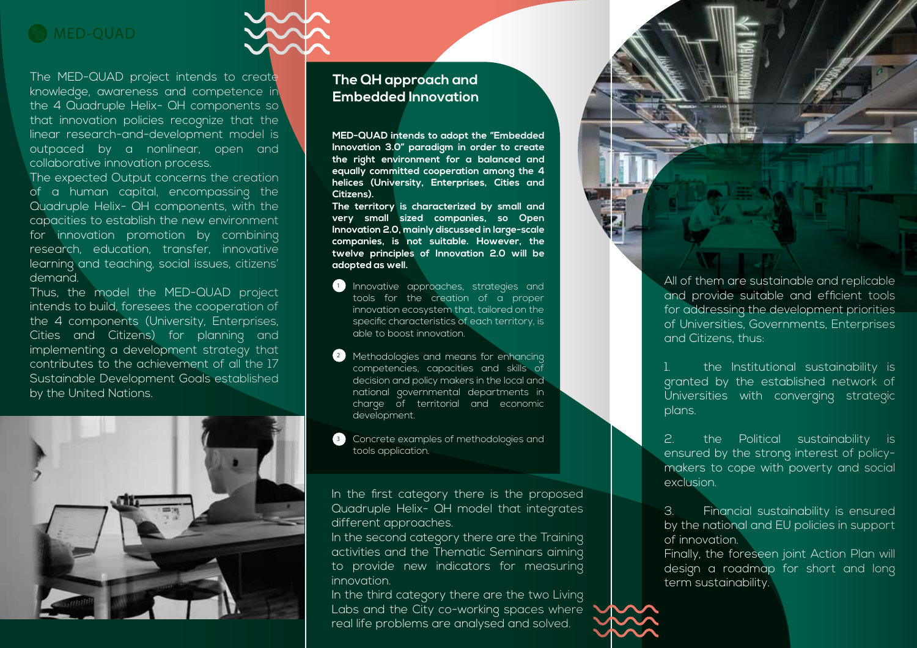MED-QUAD

The MED-QUAD project intends to create knowledge, awareness and competence in the 4 Quadruple Helix- QH components so that innovation policies recognize that the linear research-and-development model is outpaced by a nonlinear, open and collaborative innovation process.

The expected Output concerns the creation of a human capital, encompassing the Quadruple Helix- QH components, with the capacities to establish the new environment for innovation promotion by combining research, education, transfer, innovative learning and teaching, social issues, citizens' demand.

Thus, the model the MED-QUAD project intends to build, foresees the cooperation of the 4 components (University, Enterprises, Cities and Citizens) for planning and implementing a development strategy that contributes to the achievement of all the 17 Sustainable Development Goals established by the United Nations.

## The QH approach and Embedded Innovation

**MED-QUAD intends to adopt the "Embedded Innovation 3.0" paradigm in order to create the right environment for a balanced and equally committed cooperation among the 4 helices (University, Enterprises, Cities and Citizens).**

**The territory is characterized by small and very small sized companies, so Open Innovation 2.0, mainly discussed in large-scale companies, is not suitable. However, the twelve principles of Innovation 2.0 will be adopted as well.**

1. Innovative approaches, strategies and tools for the creation of a proper innovation ecosystem that, tailored on the specific characteristics of each territory, is able to boost innovation.
2. Methodologies and means for enhancing competencies, capacities and skills of decision and policy makers in the local and national governmental departments in charge of territorial and economic development.
3. Concrete examples of methodologies and tools application.

In the first category there is the proposed Quadruple Helix- QH model that integrates different approaches.

In the second category there are the Training activities and the Thematic Seminars aiming to provide new indicators for measuring innovation.

In the third category there are the two Living Labs and the City co-working spaces where real life problems are analysed and solved.

All of them are sustainable and replicable and provide suitable and efficient tools for addressing the development priorities of Universities, Governments, Enterprises and Citizens, thus:

1. the Institutional sustainability is granted by the established network of Universities with converging strategic plans.

2. the Political sustainability is ensured by the strong interest of policy-makers to cope with poverty and social exclusion.

3. Financial sustainability is ensured by the national and EU policies in support of innovation.

Finally, the foreseen joint Action Plan will design a roadmap for short and long term sustainability.